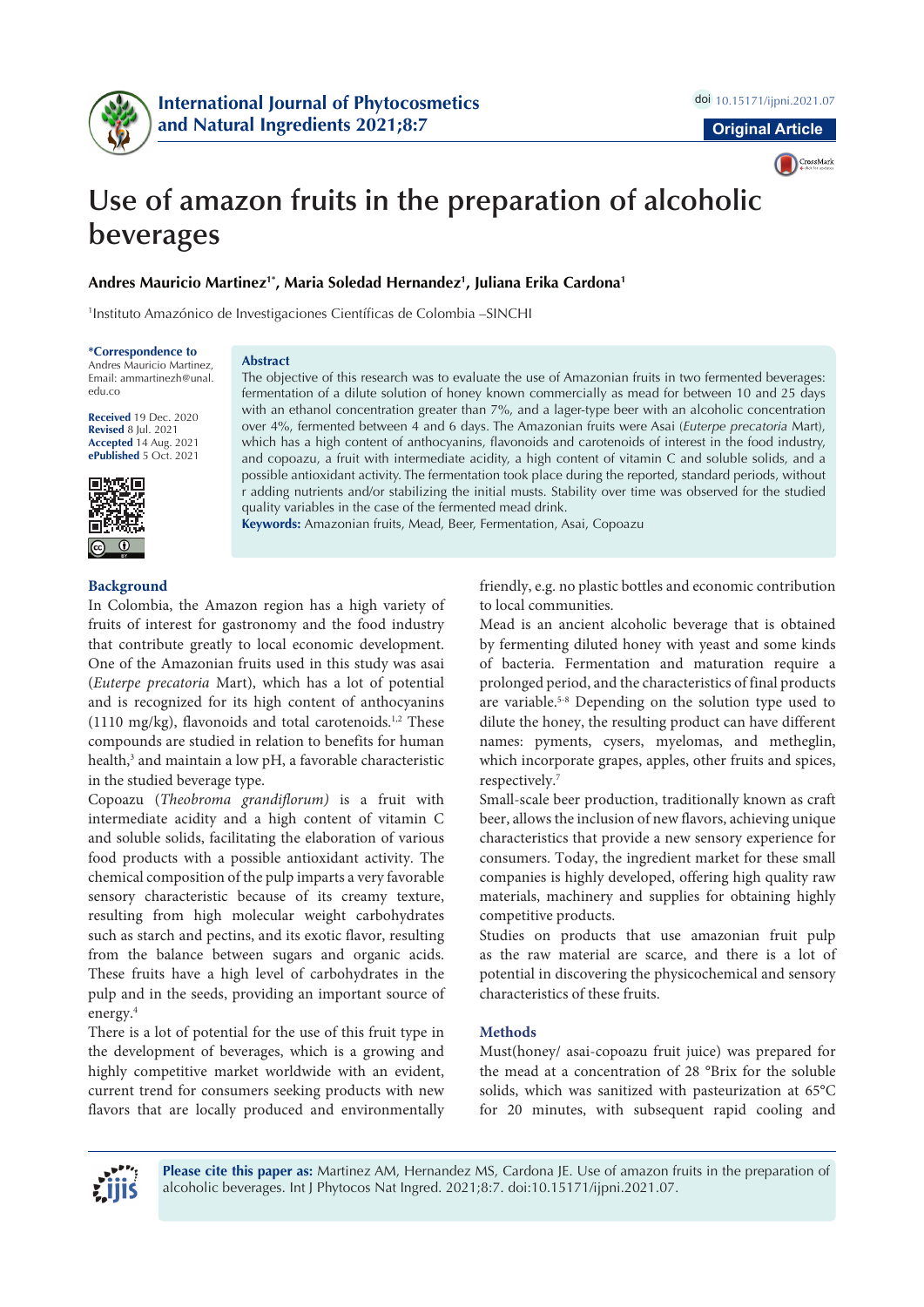Original Article

# Use of amazon fruits in the preparation of alcoholic beverages

**Andres Mauricio Martinez[1*], Maria Soledad Hernandez[1], Juliana Erika Cardona[1]**

[1]Instituto Amazónico de Investigaciones Científicas de Colombia –SINCHI

**\*Correspondence to**
Andres Mauricio Martinez,
Email: ammartinezh@unal.edu.co

**Received** 19 Dec. 2020
**Revised** 8 Jul. 2021
**Accepted** 14 Aug. 2021
**ePublished** 5 Oct. 2021

## Abstract

The objective of this research was to evaluate the use of Amazonian fruits in two fermented beverages: fermentation of a dilute solution of honey known commercially as mead for between 10 and 25 days with an ethanol concentration greater than 7%, and a lager-type beer with an alcoholic concentration over 4%, fermented between 4 and 6 days. The Amazonian fruits were Asai (*Euterpe precatoria* Mart), which has a high content of anthocyanins, flavonoids and carotenoids of interest in the food industry, and copoazu, a fruit with intermediate acidity, a high content of vitamin C and soluble solids, and a possible antioxidant activity. The fermentation took place during the reported, standard periods, without r adding nutrients and/or stabilizing the initial musts. Stability over time was observed for the studied quality variables in the case of the fermented mead drink.

**Keywords:** Amazonian fruits, Mead, Beer, Fermentation, Asai, Copoazu

## Background

In Colombia, the Amazon region has a high variety of fruits of interest for gastronomy and the food industry that contribute greatly to local economic development. One of the Amazonian fruits used in this study was asai (*Euterpe precatoria* Mart), which has a lot of potential and is recognized for its high content of anthocyanins (1110 mg/kg), flavonoids and total carotenoids.[1,2] These compounds are studied in relation to benefits for human health,[3] and maintain a low pH, a favorable characteristic in the studied beverage type.

Copoazu (*Theobroma grandiflorum)* is a fruit with intermediate acidity and a high content of vitamin C and soluble solids, facilitating the elaboration of various food products with a possible antioxidant activity. The chemical composition of the pulp imparts a very favorable sensory characteristic because of its creamy texture, resulting from high molecular weight carbohydrates such as starch and pectins, and its exotic flavor, resulting from the balance between sugars and organic acids. These fruits have a high level of carbohydrates in the pulp and in the seeds, providing an important source of energy.[4]

There is a lot of potential for the use of this fruit type in the development of beverages, which is a growing and highly competitive market worldwide with an evident, current trend for consumers seeking products with new flavors that are locally produced and environmentally friendly, e.g. no plastic bottles and economic contribution to local communities.

Mead is an ancient alcoholic beverage that is obtained by fermenting diluted honey with yeast and some kinds of bacteria. Fermentation and maturation require a prolonged period, and the characteristics of final products are variable.[5-8] Depending on the solution type used to dilute the honey, the resulting product can have different names: pyments, cysers, myelomas, and metheglin, which incorporate grapes, apples, other fruits and spices, respectively.[7]

Small-scale beer production, traditionally known as craft beer, allows the inclusion of new flavors, achieving unique characteristics that provide a new sensory experience for consumers. Today, the ingredient market for these small companies is highly developed, offering high quality raw materials, machinery and supplies for obtaining highly competitive products.

Studies on products that use amazonian fruit pulp as the raw material are scarce, and there is a lot of potential in discovering the physicochemical and sensory characteristics of these fruits.

## Methods

Must(honey/ asai-copoazu fruit juice) was prepared for the mead at a concentration of 28 °Brix for the soluble solids, which was sanitized with pasteurization at 65°C for 20 minutes, with subsequent rapid cooling and

**Please cite this paper as:** Martinez AM, Hernandez MS, Cardona JE. Use of amazon fruits in the preparation of alcoholic beverages. Int J Phytocos Nat Ingred. 2021;8:7. doi:10.15171/ijpni.2021.07.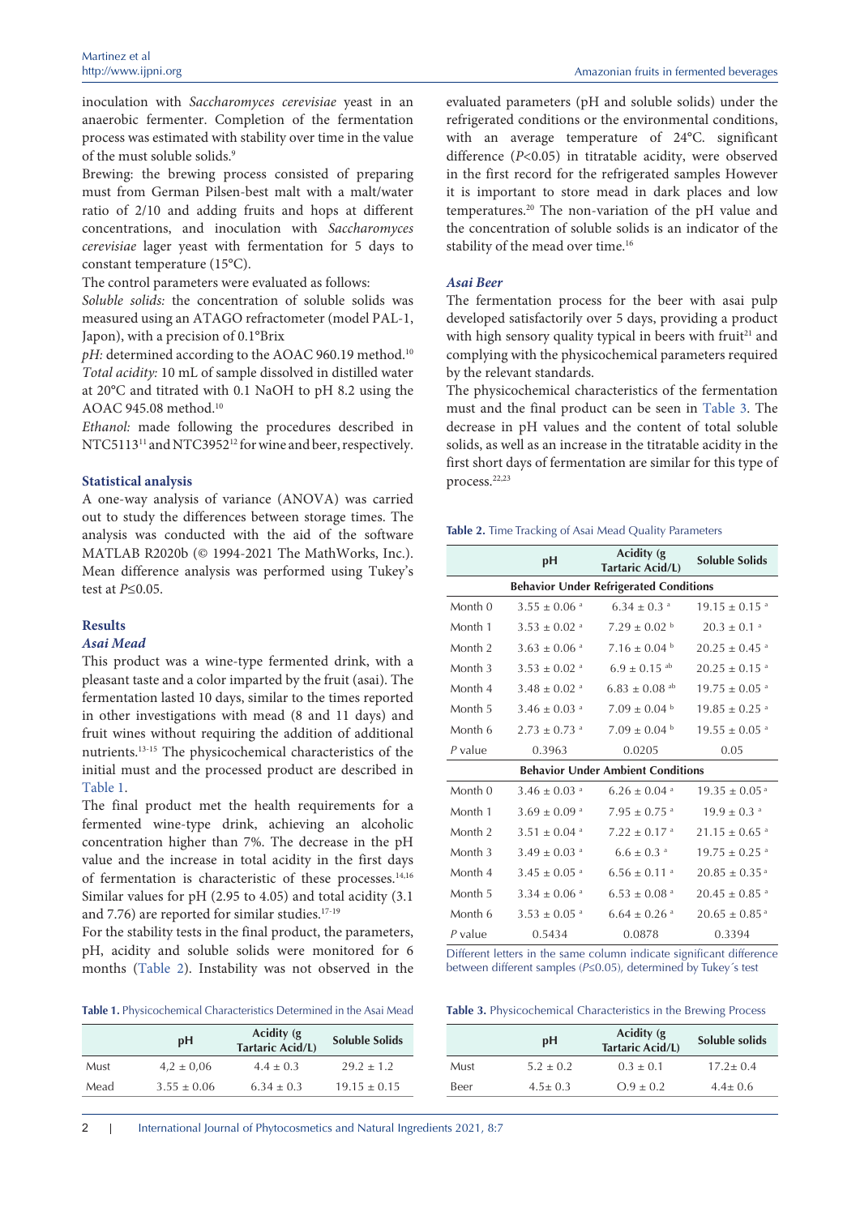inoculation with *Saccharomyces cerevisiae* yeast in an anaerobic fermenter. Completion of the fermentation process was estimated with stability over time in the value of the must soluble solids.[9]

Brewing: the brewing process consisted of preparing must from German Pilsen-best malt with a malt/water ratio of 2/10 and adding fruits and hops at different concentrations, and inoculation with *Saccharomyces cerevisiae* lager yeast with fermentation for 5 days to constant temperature (15°C).

The control parameters were evaluated as follows:

*Soluble solids:* the concentration of soluble solids was measured using an ATAGO refractometer (model PAL-1, Japon), with a precision of 0.1°Brix

*pH:* determined according to the AOAC 960.19 method.[10]

*Total acidity:* 10 mL of sample dissolved in distilled water at 20°C and titrated with 0.1 NaOH to pH 8.2 using the AOAC 945.08 method.[10]

*Ethanol:* made following the procedures described in NTC5113[11] and NTC3952[12] for wine and beer, respectively.

### Statistical analysis

A one-way analysis of variance (ANOVA) was carried out to study the differences between storage times. The analysis was conducted with the aid of the software MATLAB R2020b (© 1994-2021 The MathWorks, Inc.). Mean difference analysis was performed using Tukey's test at $P \leq 0.05$.

## Results

### *Asai Mead*

This product was a wine-type fermented drink, with a pleasant taste and a color imparted by the fruit (asai). The fermentation lasted 10 days, similar to the times reported in other investigations with mead (8 and 11 days) and fruit wines without requiring the addition of additional nutrients.[13-15] The physicochemical characteristics of the initial must and the processed product are described in Table 1.

The final product met the health requirements for a fermented wine-type drink, achieving an alcoholic concentration higher than 7%. The decrease in the pH value and the increase in total acidity in the first days of fermentation is characteristic of these processes.[14,16] Similar values for pH (2.95 to 4.05) and total acidity (3.1 and 7.76) are reported for similar studies.[17-19]

For the stability tests in the final product, the parameters, pH, acidity and soluble solids were monitored for 6 months (Table 2). Instability was not observed in the evaluated parameters (pH and soluble solids) under the refrigerated conditions or the environmental conditions, with an average temperature of 24°C. significant difference ($P<0.05$) in titratable acidity, were observed in the first record for the refrigerated samples However it is important to store mead in dark places and low temperatures.[20] The non-variation of the pH value and the concentration of soluble solids is an indicator of the stability of the mead over time.[16]

**Table 1.** Physicochemical Characteristics Determined in the Asai Mead

| | pH | Acidity (g Tartaric Acid/L) | Soluble Solids |
|---|---|---|---|
| Must | 4,2 ± 0,06 | 4.4 ± 0.3 | 29.2 ± 1.2 |
| Mead | 3.55 ± 0.06 | 6.34 ± 0.3 | 19.15 ± 0.15 |

### *Asai Beer*

The fermentation process for the beer with asai pulp developed satisfactorily over 5 days, providing a product with high sensory quality typical in beers with fruit[21] and complying with the physicochemical parameters required by the relevant standards.

The physicochemical characteristics of the fermentation must and the final product can be seen in Table 3. The decrease in pH values and the content of total soluble solids, as well as an increase in the titratable acidity in the first short days of fermentation are similar for this type of process.[22,23]

**Table 2.** Time Tracking of Asai Mead Quality Parameters

| | pH | Acidity (g Tartaric Acid/L) | Soluble Solids |
|---|---|---|---|
| **Behavior Under Refrigerated Conditions** | | | |
| Month 0 | 3.55 ± 0.06 $^{a}$ | 6.34 ± 0.3 $^{a}$ | 19.15 ± 0.15 $^{a}$ |
| Month 1 | 3.53 ± 0.02 $^{a}$ | 7.29 ± 0.02 $^{b}$ | 20.3 ± 0.1 $^{a}$ |
| Month 2 | 3.63 ± 0.06 $^{a}$ | 7.16 ± 0.04 $^{b}$ | 20.25 ± 0.45 $^{a}$ |
| Month 3 | 3.53 ± 0.02 $^{a}$ | 6.9 ± 0.15 $^{ab}$ | 20.25 ± 0.15 $^{a}$ |
| Month 4 | 3.48 ± 0.02 $^{a}$ | 6.83 ± 0.08 $^{ab}$ | 19.75 ± 0.05 $^{a}$ |
| Month 5 | 3.46 ± 0.03 $^{a}$ | 7.09 ± 0.04 $^{b}$ | 19.85 ± 0.25 $^{a}$ |
| Month 6 | 2.73 ± 0.73 $^{a}$ | 7.09 ± 0.04 $^{b}$ | 19.55 ± 0.05 $^{a}$ |
| *P* value | 0.3963 | 0.0205 | 0.05 |
| **Behavior Under Ambient Conditions** | | | |
| Month 0 | 3.46 ± 0.03 $^{a}$ | 6.26 ± 0.04 $^{a}$ | 19.35 ± 0.05 $^{a}$ |
| Month 1 | 3.69 ± 0.09 $^{a}$ | 7.95 ± 0.75 $^{a}$ | 19.9 ± 0.3 $^{a}$ |
| Month 2 | 3.51 ± 0.04 $^{a}$ | 7.22 ± 0.17 $^{a}$ | 21.15 ± 0.65 $^{a}$ |
| Month 3 | 3.49 ± 0.03 $^{a}$ | 6.6 ± 0.3 $^{a}$ | 19.75 ± 0.25 $^{a}$ |
| Month 4 | 3.45 ± 0.05 $^{a}$ | 6.56 ± 0.11 $^{a}$ | 20.85 ± 0.35 $^{a}$ |
| Month 5 | 3.34 ± 0.06 $^{a}$ | 6.53 ± 0.08 $^{a}$ | 20.45 ± 0.85 $^{a}$ |
| Month 6 | 3.53 ± 0.05 $^{a}$ | 6.64 ± 0.26 $^{a}$ | 20.65 ± 0.85 $^{a}$ |
| *P* value | 0.5434 | 0.0878 | 0.3394 |

Different letters in the same column indicate significant difference between different samples ($P \leq 0.05$), determined by Tukey´s test

**Table 3.** Physicochemical Characteristics in the Brewing Process

| | pH | Acidity (g Tartaric Acid/L) | Soluble solids |
|---|---|---|---|
| Must | 5.2 ± 0.2 | 0.3 ± 0.1 | 17.2± 0.4 |
| Beer | 4.5± 0.3 | O.9 ± 0.2 | 4.4± 0.6 |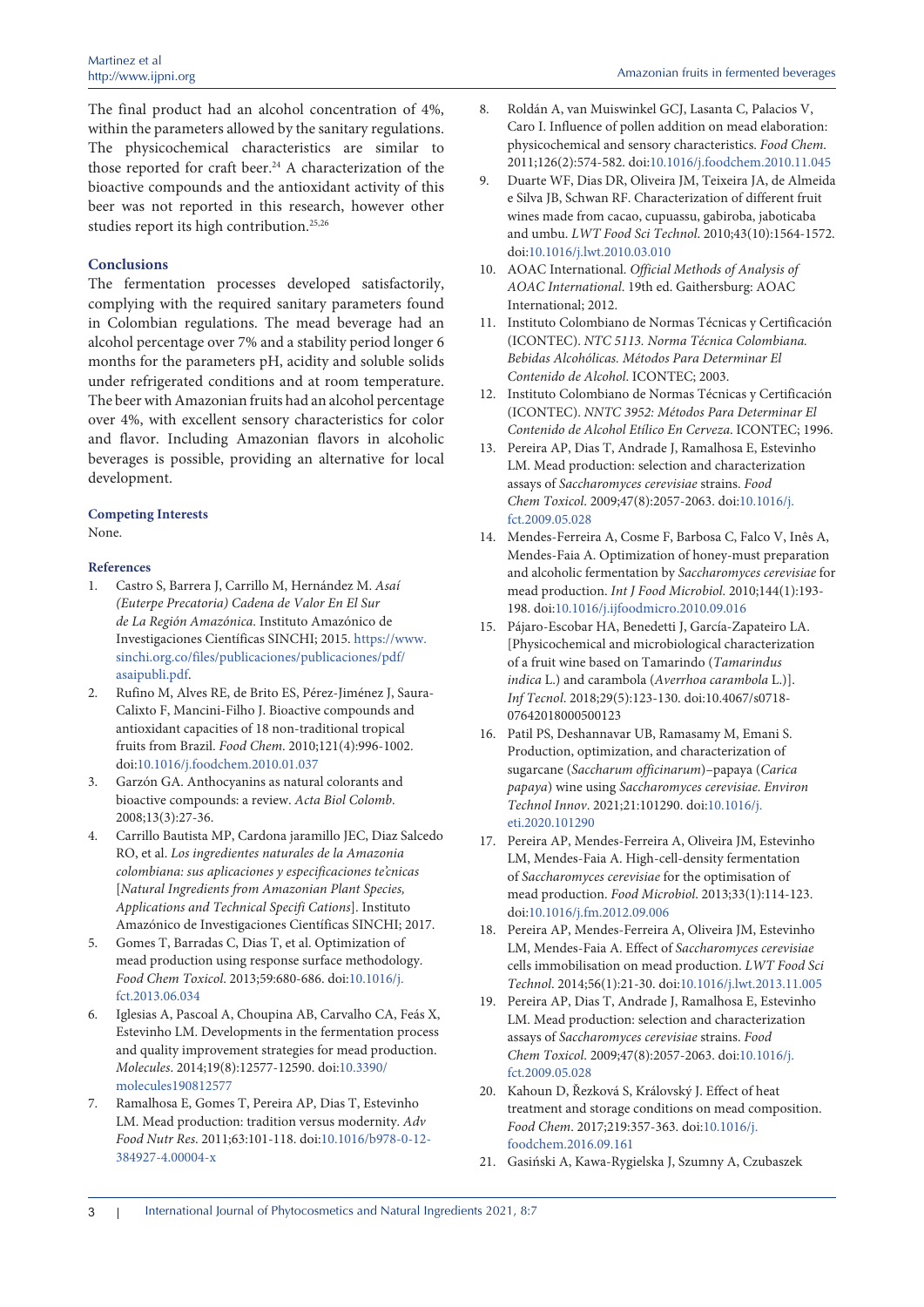The final product had an alcohol concentration of 4%, within the parameters allowed by the sanitary regulations. The physicochemical characteristics are similar to those reported for craft beer.[24] A characterization of the bioactive compounds and the antioxidant activity of this beer was not reported in this research, however other studies report its high contribution.[25,26]

## Conclusions

The fermentation processes developed satisfactorily, complying with the required sanitary parameters found in Colombian regulations. The mead beverage had an alcohol percentage over 7% and a stability period longer 6 months for the parameters pH, acidity and soluble solids under refrigerated conditions and at room temperature. The beer with Amazonian fruits had an alcohol percentage over 4%, with excellent sensory characteristics for color and flavor. Including Amazonian flavors in alcoholic beverages is possible, providing an alternative for local development.

### Competing Interests

None.

### References

1. Castro S, Barrera J, Carrillo M, Hernández M. *Asaí (Euterpe Precatoria) Cadena de Valor En El Sur de La Región Amazónica.* Instituto Amazónico de Investigaciones Científicas SINCHI; 2015. https://www.sinchi.org.co/files/publicaciones/publicaciones/pdf/asaipubli.pdf.
2. Rufino M, Alves RE, de Brito ES, Pérez-Jiménez J, Saura-Calixto F, Mancini-Filho J. Bioactive compounds and antioxidant capacities of 18 non-traditional tropical fruits from Brazil. *Food Chem*. 2010;121(4):996-1002. doi:10.1016/j.foodchem.2010.01.037
3. Garzón GA. Anthocyanins as natural colorants and bioactive compounds: a review. *Acta Biol Colomb*. 2008;13(3):27-36.
4. Carrillo Bautista MP, Cardona jaramillo JEC, Diaz Salcedo RO, et al. *Los ingredientes naturales de la Amazonia colombiana: sus aplicaciones y especificaciones te̕cnicas* [*Natural Ingredients from Amazonian Plant Species, Applications and Technical Specifi Cations*]. Instituto Amazónico de Investigaciones Científicas SINCHI; 2017.
5. Gomes T, Barradas C, Dias T, et al. Optimization of mead production using response surface methodology. *Food Chem Toxicol*. 2013;59:680-686. doi:10.1016/j.fct.2013.06.034
6. Iglesias A, Pascoal A, Choupina AB, Carvalho CA, Feás X, Estevinho LM. Developments in the fermentation process and quality improvement strategies for mead production. *Molecules*. 2014;19(8):12577-12590. doi:10.3390/molecules190812577
7. Ramalhosa E, Gomes T, Pereira AP, Dias T, Estevinho LM. Mead production: tradition versus modernity. *Adv Food Nutr Res*. 2011;63:101-118. doi:10.1016/b978-0-12-384927-4.00004-x
8. Roldán A, van Muiswinkel GCJ, Lasanta C, Palacios V, Caro I. Influence of pollen addition on mead elaboration: physicochemical and sensory characteristics. *Food Chem*. 2011;126(2):574-582. doi:10.1016/j.foodchem.2010.11.045
9. Duarte WF, Dias DR, Oliveira JM, Teixeira JA, de Almeida e Silva JB, Schwan RF. Characterization of different fruit wines made from cacao, cupuassu, gabiroba, jaboticaba and umbu. *LWT Food Sci Technol*. 2010;43(10):1564-1572. doi:10.1016/j.lwt.2010.03.010
10. AOAC International. *Official Methods of Analysis of AOAC International*. 19th ed. Gaithersburg: AOAC International; 2012.
11. Instituto Colombiano de Normas Técnicas y Certificación (ICONTEC). *NTC 5113. Norma Técnica Colombiana. Bebidas Alcohólicas. Métodos Para Determinar El Contenido de Alcohol*. ICONTEC; 2003.
12. Instituto Colombiano de Normas Técnicas y Certificación (ICONTEC). *NNTC 3952: Métodos Para Determinar El Contenido de Alcohol Etílico En Cerveza*. ICONTEC; 1996.
13. Pereira AP, Dias T, Andrade J, Ramalhosa E, Estevinho LM. Mead production: selection and characterization assays of *Saccharomyces cerevisiae* strains. *Food Chem Toxicol*. 2009;47(8):2057-2063. doi:10.1016/j.fct.2009.05.028
14. Mendes-Ferreira A, Cosme F, Barbosa C, Falco V, Inês A, Mendes-Faia A. Optimization of honey-must preparation and alcoholic fermentation by *Saccharomyces cerevisiae* for mead production. *Int J Food Microbiol*. 2010;144(1):193-198. doi:10.1016/j.ijfoodmicro.2010.09.016
15. Pájaro-Escobar HA, Benedetti J, García-Zapateiro LA. [Physicochemical and microbiological characterization of a fruit wine based on Tamarindo (*Tamarindus indica* L.) and carambola (*Averrhoa carambola* L.)]. *Inf Tecnol*. 2018;29(5):123-130. doi:10.4067/s0718-07642018000500123
16. Patil PS, Deshannavar UB, Ramasamy M, Emani S. Production, optimization, and characterization of sugarcane (*Saccharum officinarum*)–papaya (*Carica papaya*) wine using *Saccharomyces cerevisiae*. *Environ Technol Innov*. 2021;21:101290. doi:10.1016/j.eti.2020.101290
17. Pereira AP, Mendes-Ferreira A, Oliveira JM, Estevinho LM, Mendes-Faia A. High-cell-density fermentation of *Saccharomyces cerevisiae* for the optimisation of mead production. *Food Microbiol*. 2013;33(1):114-123. doi:10.1016/j.fm.2012.09.006
18. Pereira AP, Mendes-Ferreira A, Oliveira JM, Estevinho LM, Mendes-Faia A. Effect of *Saccharomyces cerevisiae* cells immobilisation on mead production. *LWT Food Sci Technol*. 2014;56(1):21-30. doi:10.1016/j.lwt.2013.11.005
19. Pereira AP, Dias T, Andrade J, Ramalhosa E, Estevinho LM. Mead production: selection and characterization assays of *Saccharomyces cerevisiae* strains. *Food Chem Toxicol*. 2009;47(8):2057-2063. doi:10.1016/j.fct.2009.05.028
20. Kahoun D, Řezková S, Královský J. Effect of heat treatment and storage conditions on mead composition. *Food Chem*. 2017;219:357-363. doi:10.1016/j.foodchem.2016.09.161
21. Gasiński A, Kawa-Rygielska J, Szumny A, Czubaszek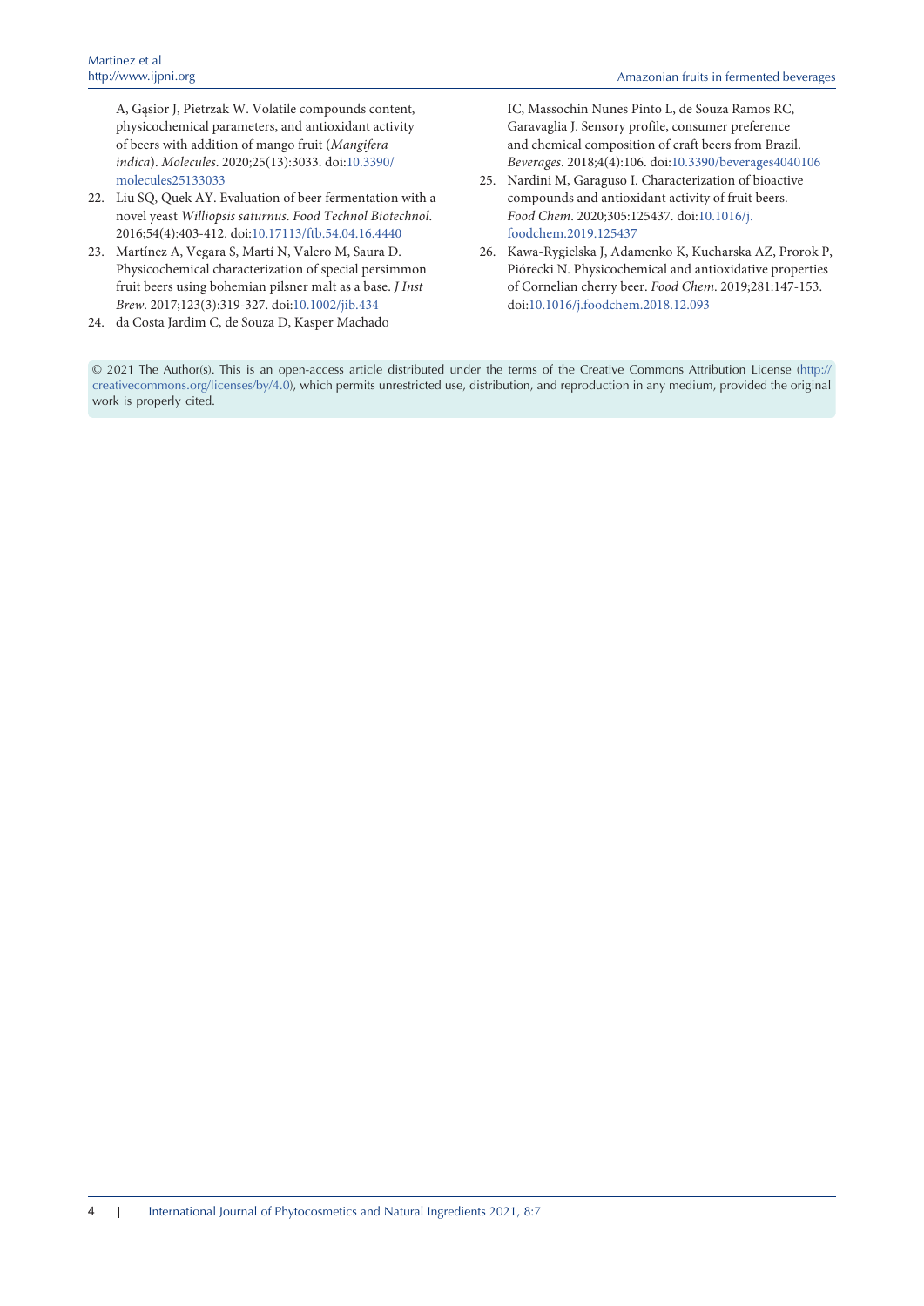A, Gąsior J, Pietrzak W. Volatile compounds content, physicochemical parameters, and antioxidant activity of beers with addition of mango fruit (*Mangifera indica*). *Molecules*. 2020;25(13):3033. doi:10.3390/molecules25133033

22. Liu SQ, Quek AY. Evaluation of beer fermentation with a novel yeast *Williopsis saturnus*. *Food Technol Biotechnol*. 2016;54(4):403-412. doi:10.17113/ftb.54.04.16.4440
23. Martínez A, Vegara S, Martí N, Valero M, Saura D. Physicochemical characterization of special persimmon fruit beers using bohemian pilsner malt as a base. *J Inst Brew*. 2017;123(3):319-327. doi:10.1002/jib.434
24. da Costa Jardim C, de Souza D, Kasper Machado IC, Massochin Nunes Pinto L, de Souza Ramos RC, Garavaglia J. Sensory profile, consumer preference and chemical composition of craft beers from Brazil. *Beverages*. 2018;4(4):106. doi:10.3390/beverages4040106
25. Nardini M, Garaguso I. Characterization of bioactive compounds and antioxidant activity of fruit beers. *Food Chem*. 2020;305:125437. doi:10.1016/j.foodchem.2019.125437
26. Kawa-Rygielska J, Adamenko K, Kucharska AZ, Prorok P, Piórecki N. Physicochemical and antioxidative properties of Cornelian cherry beer. *Food Chem*. 2019;281:147-153. doi:10.1016/j.foodchem.2018.12.093

© 2021 The Author(s). This is an open-access article distributed under the terms of the Creative Commons Attribution License (http://creativecommons.org/licenses/by/4.0), which permits unrestricted use, distribution, and reproduction in any medium, provided the original work is properly cited.